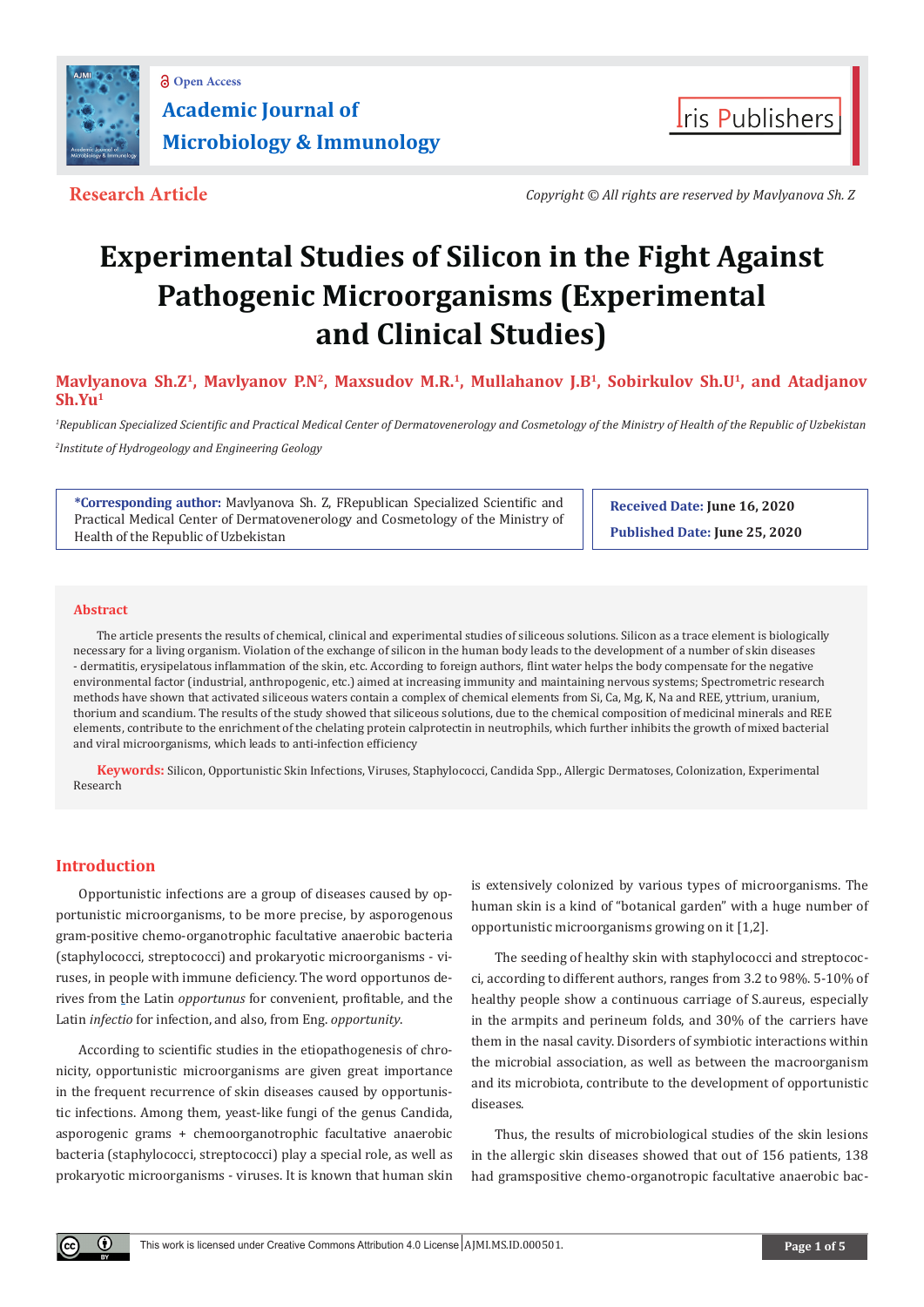Research Article

Copyright © All rights are reserved by Mavlyanova Sh. Z

# Experimental Studies of Silicon in the Fight Against Pathogenic Microorganisms (Experimental and Clinical Studies)

**Mavlyanova Sh.Z[1], Mavlyanov P.N[2], Maxsudov M.R.[1], Mullahanov J.B[1], Sobirkulov Sh.U[1], and Atadjanov Sh.Yu[1]**

*[1]Republican Specialized Scientific and Practical Medical Center of Dermatovenerology and Cosmetology of the Ministry of Health of the Republic of Uzbekistan*

*[2]Institute of Hydrogeology and Engineering Geology*

**\*Corresponding author:** Mavlyanova Sh. Z, FRepublican Specialized Scientific and Practical Medical Center of Dermatovenerology and Cosmetology of the Ministry of Health of the Republic of Uzbekistan

**Received Date:** June 16, 2020

**Published Date:** June 25, 2020

## Abstract

The article presents the results of chemical, clinical and experimental studies of siliceous solutions. Silicon as a trace element is biologically necessary for a living organism. Violation of the exchange of silicon in the human body leads to the development of a number of skin diseases - dermatitis, erysipelatous inflammation of the skin, etc. According to foreign authors, flint water helps the body compensate for the negative environmental factor (industrial, anthropogenic, etc.) aimed at increasing immunity and maintaining nervous systems; Spectrometric research methods have shown that activated siliceous waters contain a complex of chemical elements from Si, Ca, Mg, K, Na and REE, yttrium, uranium, thorium and scandium. The results of the study showed that siliceous solutions, due to the chemical composition of medicinal minerals and REE elements, contribute to the enrichment of the chelating protein calprotectin in neutrophils, which further inhibits the growth of mixed bacterial and viral microorganisms, which leads to anti-infection efficiency

**Keywords:** Silicon, Opportunistic Skin Infections, Viruses, Staphylococci, Candida Spp., Allergic Dermatoses, Colonization, Experimental Research

## Introduction

Opportunistic infections are a group of diseases caused by opportunistic microorganisms, to be more precise, by asporogenous gram-positive chemo-organotrophic facultative anaerobic bacteria (staphylococci, streptococci) and prokaryotic microorganisms - viruses, in people with immune deficiency. The word opportunos derives from the Latin *opportunus* for convenient, profitable, and the Latin *infectio* for infection, and also, from Eng. *opportunity*.

According to scientific studies in the etiopathogenesis of chronicity, opportunistic microorganisms are given great importance in the frequent recurrence of skin diseases caused by opportunistic infections. Among them, yeast-like fungi of the genus Candida, asporogenic grams + chemoorganotrophic facultative anaerobic bacteria (staphylococci, streptococci) play a special role, as well as prokaryotic microorganisms - viruses. It is known that human skin is extensively colonized by various types of microorganisms. The human skin is a kind of "botanical garden" with a huge number of opportunistic microorganisms growing on it [1,2].

The seeding of healthy skin with staphylococci and streptococci, according to different authors, ranges from 3.2 to 98%. 5-10% of healthy people show a continuous carriage of S.aureus, especially in the armpits and perineum folds, and 30% of the carriers have them in the nasal cavity. Disorders of symbiotic interactions within the microbial association, as well as between the macroorganism and its microbiota, contribute to the development of opportunistic diseases.

Thus, the results of microbiological studies of the skin lesions in the allergic skin diseases showed that out of 156 patients, 138 had gramspositive chemo-organotropic facultative anaerobic bac-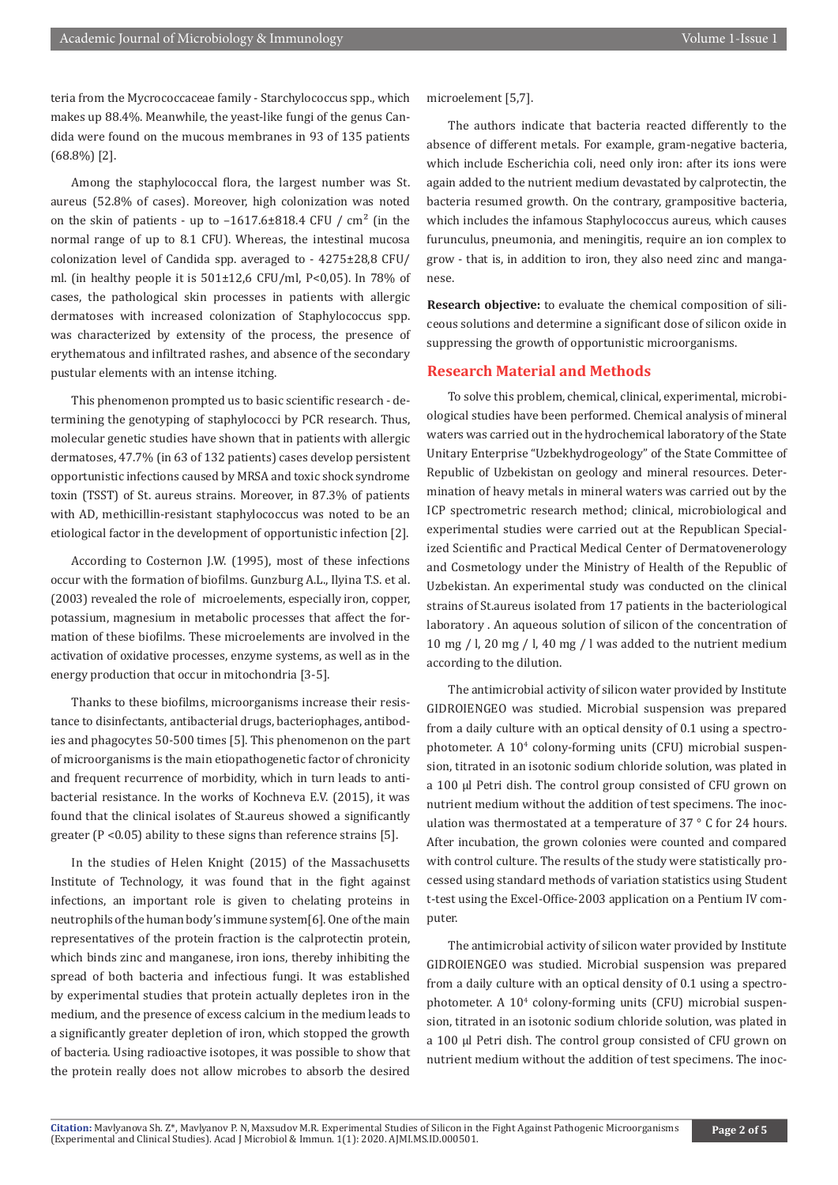teria from the Mycrococcaceae family - Starchylococcus spp., which makes up 88.4%. Meanwhile, the yeast-like fungi of the genus Candida were found on the mucous membranes in 93 of 135 patients (68.8%) [2].

Among the staphylococcal flora, the largest number was St. aureus (52.8% of cases). Moreover, high colonization was noted on the skin of patients - up to –1617.6±818.4 CFU / cm² (in the normal range of up to 8.1 CFU). Whereas, the intestinal mucosa colonization level of Candida spp. averaged to - 4275±28,8 CFU/ml. (in healthy people it is 501±12,6 CFU/ml, P<0,05). In 78% of cases, the pathological skin processes in patients with allergic dermatoses with increased colonization of Staphylococcus spp. was characterized by extensity of the process, the presence of erythematous and infiltrated rashes, and absence of the secondary pustular elements with an intense itching.

This phenomenon prompted us to basic scientific research - determining the genotyping of staphylococci by PCR research. Thus, molecular genetic studies have shown that in patients with allergic dermatoses, 47.7% (in 63 of 132 patients) cases develop persistent opportunistic infections caused by MRSA and toxic shock syndrome toxin (TSST) of St. aureus strains. Moreover, in 87.3% of patients with AD, methicillin-resistant staphylococcus was noted to be an etiological factor in the development of opportunistic infection [2].

According to Costernon J.W. (1995), most of these infections occur with the formation of biofilms. Gunzburg A.L., Ilyina T.S. et al. (2003) revealed the role of microelements, especially iron, copper, potassium, magnesium in metabolic processes that affect the formation of these biofilms. These microelements are involved in the activation of oxidative processes, enzyme systems, as well as in the energy production that occur in mitochondria [3-5].

Thanks to these biofilms, microorganisms increase their resistance to disinfectants, antibacterial drugs, bacteriophages, antibodies and phagocytes 50-500 times [5]. This phenomenon on the part of microorganisms is the main etiopathogenetic factor of chronicity and frequent recurrence of morbidity, which in turn leads to antibacterial resistance. In the works of Kochneva E.V. (2015), it was found that the clinical isolates of St.aureus showed a significantly greater (P <0.05) ability to these signs than reference strains [5].

In the studies of Helen Knight (2015) of the Massachusetts Institute of Technology, it was found that in the fight against infections, an important role is given to chelating proteins in neutrophils of the human body's immune system[6]. One of the main representatives of the protein fraction is the calprotectin protein, which binds zinc and manganese, iron ions, thereby inhibiting the spread of both bacteria and infectious fungi. It was established by experimental studies that protein actually depletes iron in the medium, and the presence of excess calcium in the medium leads to a significantly greater depletion of iron, which stopped the growth of bacteria. Using radioactive isotopes, it was possible to show that the protein really does not allow microbes to absorb the desired microelement [5,7].

The authors indicate that bacteria reacted differently to the absence of different metals. For example, gram-negative bacteria, which include Escherichia coli, need only iron: after its ions were again added to the nutrient medium devastated by calprotectin, the bacteria resumed growth. On the contrary, grampositive bacteria, which includes the infamous Staphylococcus aureus, which causes furunculus, pneumonia, and meningitis, require an ion complex to grow - that is, in addition to iron, they also need zinc and manganese.

**Research objective:** to evaluate the chemical composition of siliceous solutions and determine a significant dose of silicon oxide in suppressing the growth of opportunistic microorganisms.

## Research Material and Methods

To solve this problem, chemical, clinical, experimental, microbiological studies have been performed. Chemical analysis of mineral waters was carried out in the hydrochemical laboratory of the State Unitary Enterprise "Uzbekhydrogeology" of the State Committee of Republic of Uzbekistan on geology and mineral resources. Determination of heavy metals in mineral waters was carried out by the ICP spectrometric research method; clinical, microbiological and experimental studies were carried out at the Republican Specialized Scientific and Practical Medical Center of Dermatovenerology and Cosmetology under the Ministry of Health of the Republic of Uzbekistan. An experimental study was conducted on the clinical strains of St.aureus isolated from 17 patients in the bacteriological laboratory . An aqueous solution of silicon of the concentration of 10 mg / l, 20 mg / l, 40 mg / l was added to the nutrient medium according to the dilution.

The antimicrobial activity of silicon water provided by Institute GIDROIENGEO was studied. Microbial suspension was prepared from a daily culture with an optical density of 0.1 using a spectrophotometer. A $10^4$ colony-forming units (CFU) microbial suspension, titrated in an isotonic sodium chloride solution, was plated in a 100 µl Petri dish. The control group consisted of CFU grown on nutrient medium without the addition of test specimens. The inoculation was thermostated at a temperature of 37 ° C for 24 hours. After incubation, the grown colonies were counted and compared with control culture. The results of the study were statistically processed using standard methods of variation statistics using Student t-test using the Excel-Office-2003 application on a Pentium IV computer.

The antimicrobial activity of silicon water provided by Institute GIDROIENGEO was studied. Microbial suspension was prepared from a daily culture with an optical density of 0.1 using a spectrophotometer. A $10^4$ colony-forming units (CFU) microbial suspension, titrated in an isotonic sodium chloride solution, was plated in a 100 µl Petri dish. The control group consisted of CFU grown on nutrient medium without the addition of test specimens. The inoc-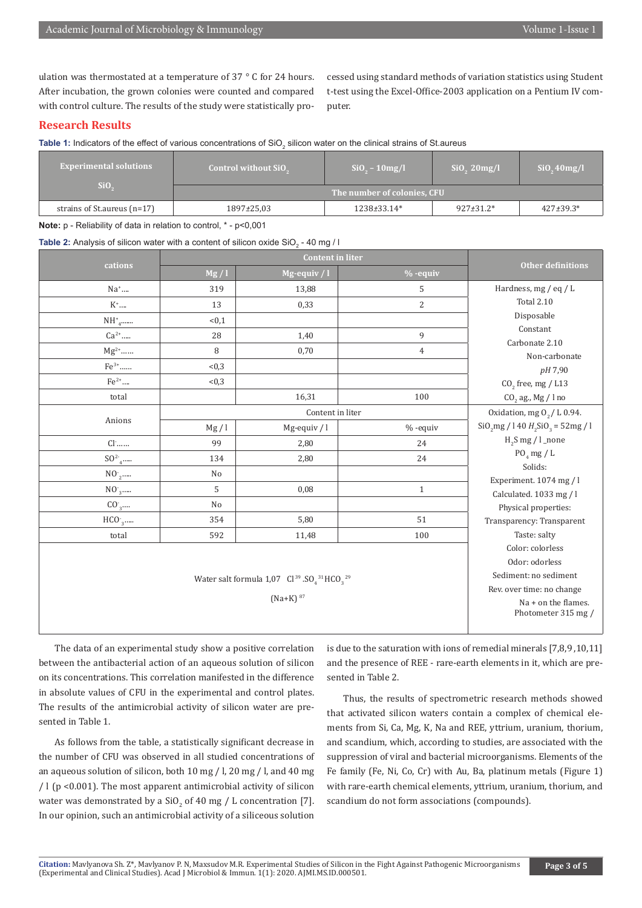ulation was thermostated at a temperature of 37 ° C for 24 hours. After incubation, the grown colonies were counted and compared with control culture. The results of the study were statistically processed using standard methods of variation statistics using Student t-test using the Excel-Office-2003 application on a Pentium IV computer.

## Research Results

**Table 1:** Indicators of the effect of various concentrations of $SiO_2$ silicon water on the clinical strains of St.aureus

| Experimental solutions $SiO_2$ | Control without $SiO_2$ | $SiO_2$ - 10mg/l | $SiO_2$ 20mg/l | $SiO_2$ 40mg/l |
|---|---|---|---|---|
| | The number of colonies, CFU | | | |
| strains of St.aureus (n=17) | 1897±25,03 | 1238±33.14* | 927±31.2* | 427±39.3* |

**Note:** p - Reliability of data in relation to control, * - $p<0,001$

**Table 2:** Analysis of silicon water with a content of silicon oxide $SiO_2$ - 40 mg / l

| cations | Content in liter | | | Other definitions |
|---|---|---|---|---|
| | Mg / l | Mg-equiv / l | % -equiv | |
| $Na^{+}$.... | 319 | 13,88 | 5 | Hardness, mg / eq / L |
| $K^{+}$.... | 13 | 0,33 | 2 | Total 2.10 |
| $NH_4^{+}$....... | <0,1 | | | Disposable |
| $Ca^{2+}$..... | 28 | 1,40 | 9 | Constant |
| $Mg^{2+}$...... | 8 | 0,70 | 4 | Carbonate 2.10 |
| $Fe^{3+}$...... | <0,3 | | | Non-carbonate |
| $Fe^{2+}$.... | <0,3 | | | *pH* 7,90 |
| total | | 16,31 | 100 | $CO_2$ free, mg / L13 |
| | | | | $CO_2$ ag., Mg / l no |
| Anions | Content in liter | | | Oxidation, mg $O_2$ / L 0.94. |
| | Mg / l | Mg-equiv / l | % -equiv | $SiO_2$mg / l 40 $H_2SiO_3$ = 52mg / l |
| $Cl^{-}$...... | 99 | 2,80 | 24 | $H_2S$ mg / l _none |
| $SO_4^{2-}$..... | 134 | 2,80 | 24 | $PO_4$ mg / L |
| $NO_2^{-}$..... | No | | | Solids: |
| $NO_3^{-}$..... | 5 | 0,08 | 1 | Experiment. 1074 mg / l |
| $CO_3^{-}$.... | No | | | Calculated. 1033 mg / l |
| $HCO_3^{-}$..... | 354 | 5,80 | 51 | Physical properties: |
| total | 592 | 11,48 | 100 | Transparency: Transparent |
| Water salt formula 1,07 $\frac{Cl^{39} . SO_4^{31} HCO_3^{29}}{(Na+K)^{87}}$ | | | | Taste: salty; Color: colorless; Odor: odorless; Sediment: no sediment; Rev. over time: no change; Na + on the flames. Photometer 315 mg / |

The data of an experimental study show a positive correlation between the antibacterial action of an aqueous solution of silicon on its concentrations. This correlation manifested in the difference in absolute values of CFU in the experimental and control plates. The results of the antimicrobial activity of silicon water are presented in Table 1.

As follows from the table, a statistically significant decrease in the number of CFU was observed in all studied concentrations of an aqueous solution of silicon, both 10 mg / l, 20 mg / l, and 40 mg / l ($p <0.001$). The most apparent antimicrobial activity of silicon water was demonstrated by a $SiO_2$ of 40 mg / L concentration [7]. In our opinion, such an antimicrobial activity of a siliceous solution is due to the saturation with ions of remedial minerals [7,8,9,10,11] and the presence of REE - rare-earth elements in it, which are presented in Table 2.

Thus, the results of spectrometric research methods showed that activated silicon waters contain a complex of chemical elements from Si, Ca, Mg, K, Na and REE, yttrium, uranium, thorium, and scandium, which, according to studies, are associated with the suppression of viral and bacterial microorganisms. Elements of the Fe family (Fe, Ni, Co, Cr) with Au, Ba, platinum metals (Figure 1) with rare-earth chemical elements, yttrium, uranium, thorium, and scandium do not form associations (compounds).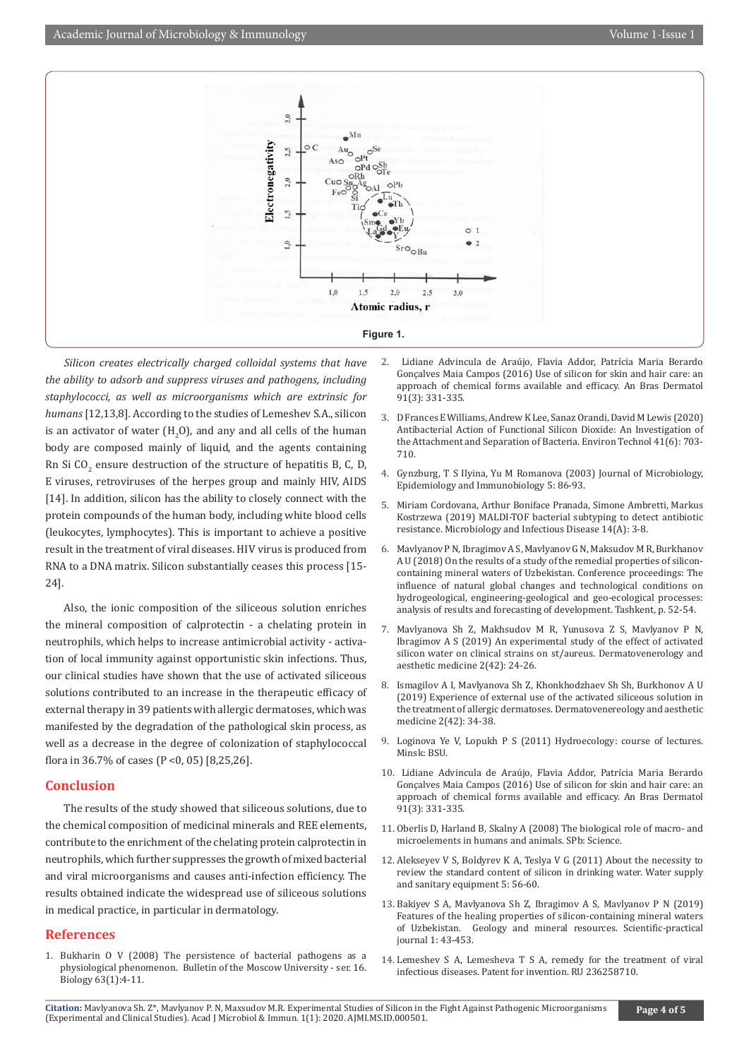Figure 1.

*Silicon creates electrically charged colloidal systems that have the ability to adsorb and suppress viruses and pathogens, including staphylococci, as well as microorganisms which are extrinsic for humans* [12,13,8]. According to the studies of Lemeshev S.A., silicon is an activator of water ($H_2O$), and any and all cells of the human body are composed mainly of liquid, and the agents containing Rn Si $CO_2$ ensure destruction of the structure of hepatitis B, C, D, E viruses, retroviruses of the herpes group and mainly HIV, AIDS [14]. In addition, silicon has the ability to closely connect with the protein compounds of the human body, including white blood cells (leukocytes, lymphocytes). This is important to achieve a positive result in the treatment of viral diseases. HIV virus is produced from RNA to a DNA matrix. Silicon substantially ceases this process [15-24].

Also, the ionic composition of the siliceous solution enriches the mineral composition of calprotectin - a chelating protein in neutrophils, which helps to increase antimicrobial activity - activation of local immunity against opportunistic skin infections. Thus, our clinical studies have shown that the use of activated siliceous solutions contributed to an increase in the therapeutic efficacy of external therapy in 39 patients with allergic dermatoses, which was manifested by the degradation of the pathological skin process, as well as a decrease in the degree of colonization of staphylococcal flora in 36.7% of cases (P <0, 05) [8,25,26].

## Conclusion

The results of the study showed that siliceous solutions, due to the chemical composition of medicinal minerals and REE elements, contribute to the enrichment of the chelating protein calprotectin in neutrophils, which further suppresses the growth of mixed bacterial and viral microorganisms and causes anti-infection efficiency. The results obtained indicate the widespread use of siliceous solutions in medical practice, in particular in dermatology.

## References

1. Bukharin O V (2008) The persistence of bacterial pathogens as a physiological phenomenon. Bulletin of the Moscow University - ser. 16. Biology 63(1):4-11.
2. Lidiane Advincula de Araújo, Flavia Addor, Patrícia Maria Berardo Gonçalves Maia Campos (2016) Use of silicon for skin and hair care: an approach of chemical forms available and efficacy. An Bras Dermatol 91(3): 331-335.
3. D Frances E Williams, Andrew K Lee, Sanaz Orandi, David M Lewis (2020) Antibacterial Action of Functional Silicon Dioxide: An Investigation of the Attachment and Separation of Bacteria. Environ Technol 41(6): 703-710.
4. Gynzburg, T S Ilyina, Yu M Romanova (2003) Journal of Microbiology, Epidemiology and Immunobiology 5: 86-93.
5. Miriam Cordovana, Arthur Boniface Pranada, Simone Ambretti, Markus Kostrzewa (2019) MALDI-TOF bacterial subtyping to detect antibiotic resistance. Microbiology and Infectious Disease 14(A): 3-8.
6. Mavlyanov P N, Ibragimov A S, Mavlyanov G N, Maksudov M R, Burkhanov A U (2018) On the results of a study of the remedial properties of silicon-containing mineral waters of Uzbekistan. Conference proceedings: The influence of natural global changes and technological conditions on hydrogeological, engineering-geological and geo-ecological processes: analysis of results and forecasting of development. Tashkent, p. 52-54.
7. Mavlyanova Sh Z, Makhsudov M R, Yunusova Z S, Mavlyanov P N, Ibragimov A S (2019) An experimental study of the effect of activated silicon water on clinical strains on st/aureus. Dermatovenerology and aesthetic medicine 2(42): 24-26.
8. Ismagilov A I, Mavlyanova Sh Z, Khonkhodzhaev Sh Sh, Burkhonov A U (2019) Experience of external use of the activated siliceous solution in the treatment of allergic dermatoses. Dermatovenereology and aesthetic medicine 2(42): 34-38.
9. Loginova Ye V, Lopukh P S (2011) Hydroecology: course of lectures. Minsk: BSU.
10. Lidiane Advincula de Araújo, Flavia Addor, Patrícia Maria Berardo Gonçalves Maia Campos (2016) Use of silicon for skin and hair care: an approach of chemical forms available and efficacy. An Bras Dermatol 91(3): 331-335.
11. Oberlis D, Harland B, Skalny A (2008) The biological role of macro- and microelements in humans and animals. SPb: Science.
12. Alekseyev V S, Boldyrev K A, Teslya V G (2011) About the necessity to review the standard content of silicon in drinking water. Water supply and sanitary equipment 5: 56-60.
13. Bakiyev S A, Mavlyanova Sh Z, Ibragimov A S, Mavlyanov P N (2019) Features of the healing properties of silicon-containing mineral waters of Uzbekistan. Geology and mineral resources. Scientific-practical journal 1: 43-453.
14. Lemeshev S A, Lemesheva T S A, remedy for the treatment of viral infectious diseases. Patent for invention. RU 236258710.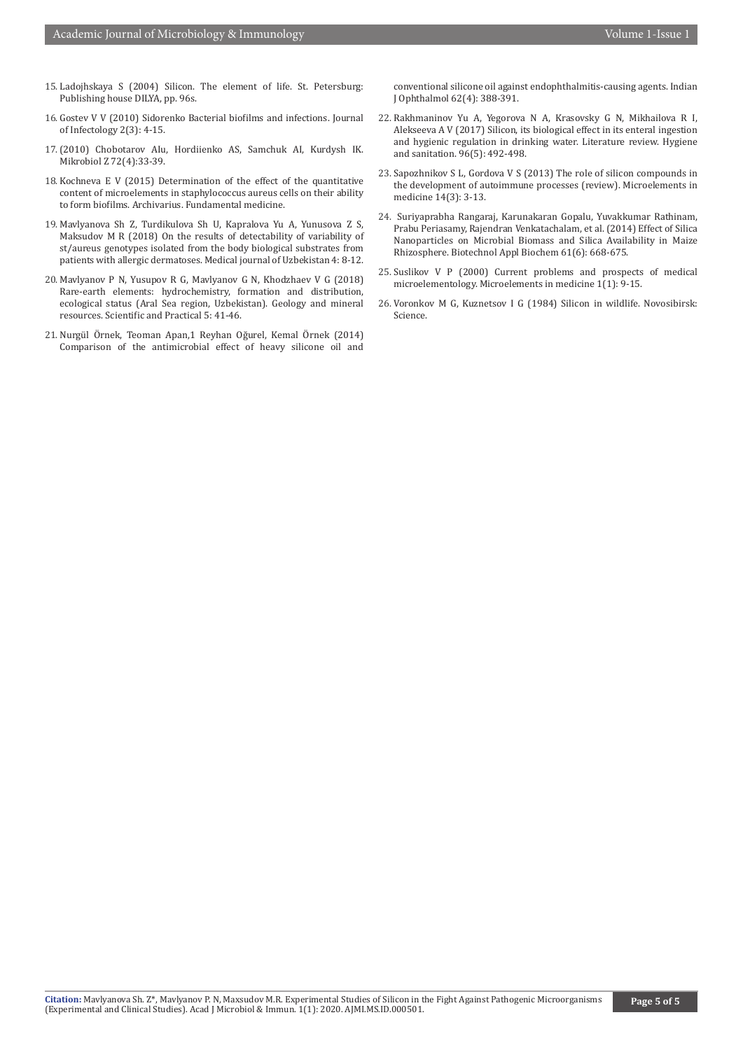15. Ladojhskaya S (2004) Silicon. The element of life. St. Petersburg: Publishing house DILYA, pp. 96s.

16. Gostev V V (2010) Sidorenko Bacterial biofilms and infections. Journal of Infectology 2(3): 4-15.

17. (2010) Chobotarov AIu, Hordiienko AS, Samchuk AI, Kurdysh IK. Mikrobiol Z 72(4):33-39.

18. Kochneva E V (2015) Determination of the effect of the quantitative content of microelements in staphylococcus aureus cells on their ability to form biofilms. Archivarius. Fundamental medicine.

19. Mavlyanova Sh Z, Turdikulova Sh U, Kapralova Yu A, Yunusova Z S, Maksudov M R (2018) On the results of detectability of variability of st/aureus genotypes isolated from the body biological substrates from patients with allergic dermatoses. Medical journal of Uzbekistan 4: 8-12.

20. Mavlyanov P N, Yusupov R G, Mavlyanov G N, Khodzhaev V G (2018) Rare-earth elements: hydrochemistry, formation and distribution, ecological status (Aral Sea region, Uzbekistan). Geology and mineral resources. Scientific and Practical 5: 41-46.

21. Nurgül Örnek, Teoman Apan,1 Reyhan Oğurel, Kemal Örnek (2014) Comparison of the antimicrobial effect of heavy silicone oil and conventional silicone oil against endophthalmitis-causing agents. Indian J Ophthalmol 62(4): 388-391.

22. Rakhmaninov Yu A, Yegorova N A, Krasovsky G N, Mikhailova R I, Alekseeva A V (2017) Silicon, its biological effect in its enteral ingestion and hygienic regulation in drinking water. Literature review. Hygiene and sanitation. 96(5): 492-498.

23. Sapozhnikov S L, Gordova V S (2013) The role of silicon compounds in the development of autoimmune processes (review). Microelements in medicine 14(3): 3-13.

24. Suriyaprabha Rangaraj, Karunakaran Gopalu, Yuvakkumar Rathinam, Prabu Periasamy, Rajendran Venkatachalam, et al. (2014) Effect of Silica Nanoparticles on Microbial Biomass and Silica Availability in Maize Rhizosphere. Biotechnol Appl Biochem 61(6): 668-675.

25. Suslikov V P (2000) Current problems and prospects of medical microelementology. Microelements in medicine 1(1): 9-15.

26. Voronkov M G, Kuznetsov I G (1984) Silicon in wildlife. Novosibirsk: Science.

**Citation:** Mavlyanova Sh. Z\*, Mavlyanov P. N, Maxsudov M.R. Experimental Studies of Silicon in the Fight Against Pathogenic Microorganisms (Experimental and Clinical Studies). Acad J Microbiol & Immun. 1(1): 2020. AJMI.MS.ID.000501.